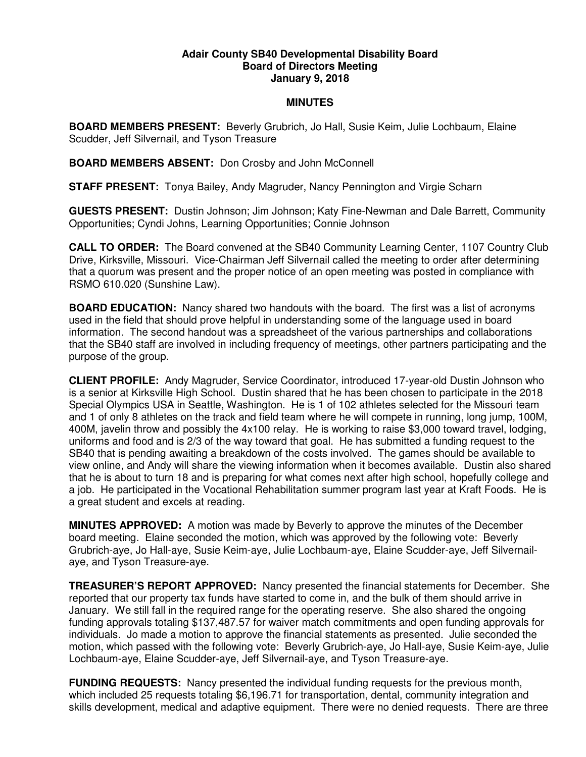**Adair County SB40 Developmental Disability Board**
**Board of Directors Meeting**
**January 9, 2018**

**MINUTES**

**BOARD MEMBERS PRESENT:** Beverly Grubrich, Jo Hall, Susie Keim, Julie Lochbaum, Elaine Scudder, Jeff Silvernail, and Tyson Treasure

**BOARD MEMBERS ABSENT:** Don Crosby and John McConnell

**STAFF PRESENT:** Tonya Bailey, Andy Magruder, Nancy Pennington and Virgie Scharn

**GUESTS PRESENT:** Dustin Johnson; Jim Johnson; Katy Fine-Newman and Dale Barrett, Community Opportunities; Cyndi Johns, Learning Opportunities; Connie Johnson

**CALL TO ORDER:** The Board convened at the SB40 Community Learning Center, 1107 Country Club Drive, Kirksville, Missouri. Vice-Chairman Jeff Silvernail called the meeting to order after determining that a quorum was present and the proper notice of an open meeting was posted in compliance with RSMO 610.020 (Sunshine Law).

**BOARD EDUCATION:** Nancy shared two handouts with the board. The first was a list of acronyms used in the field that should prove helpful in understanding some of the language used in board information. The second handout was a spreadsheet of the various partnerships and collaborations that the SB40 staff are involved in including frequency of meetings, other partners participating and the purpose of the group.

**CLIENT PROFILE:** Andy Magruder, Service Coordinator, introduced 17-year-old Dustin Johnson who is a senior at Kirksville High School. Dustin shared that he has been chosen to participate in the 2018 Special Olympics USA in Seattle, Washington. He is 1 of 102 athletes selected for the Missouri team and 1 of only 8 athletes on the track and field team where he will compete in running, long jump, 100M, 400M, javelin throw and possibly the 4x100 relay. He is working to raise $3,000 toward travel, lodging, uniforms and food and is 2/3 of the way toward that goal. He has submitted a funding request to the SB40 that is pending awaiting a breakdown of the costs involved. The games should be available to view online, and Andy will share the viewing information when it becomes available. Dustin also shared that he is about to turn 18 and is preparing for what comes next after high school, hopefully college and a job. He participated in the Vocational Rehabilitation summer program last year at Kraft Foods. He is a great student and excels at reading.

**MINUTES APPROVED:** A motion was made by Beverly to approve the minutes of the December board meeting. Elaine seconded the motion, which was approved by the following vote: Beverly Grubrich-aye, Jo Hall-aye, Susie Keim-aye, Julie Lochbaum-aye, Elaine Scudder-aye, Jeff Silvernail-aye, and Tyson Treasure-aye.

**TREASURER'S REPORT APPROVED:** Nancy presented the financial statements for December. She reported that our property tax funds have started to come in, and the bulk of them should arrive in January. We still fall in the required range for the operating reserve. She also shared the ongoing funding approvals totaling $137,487.57 for waiver match commitments and open funding approvals for individuals. Jo made a motion to approve the financial statements as presented. Julie seconded the motion, which passed with the following vote: Beverly Grubrich-aye, Jo Hall-aye, Susie Keim-aye, Julie Lochbaum-aye, Elaine Scudder-aye, Jeff Silvernail-aye, and Tyson Treasure-aye.

**FUNDING REQUESTS:** Nancy presented the individual funding requests for the previous month, which included 25 requests totaling $6,196.71 for transportation, dental, community integration and skills development, medical and adaptive equipment. There were no denied requests. There are three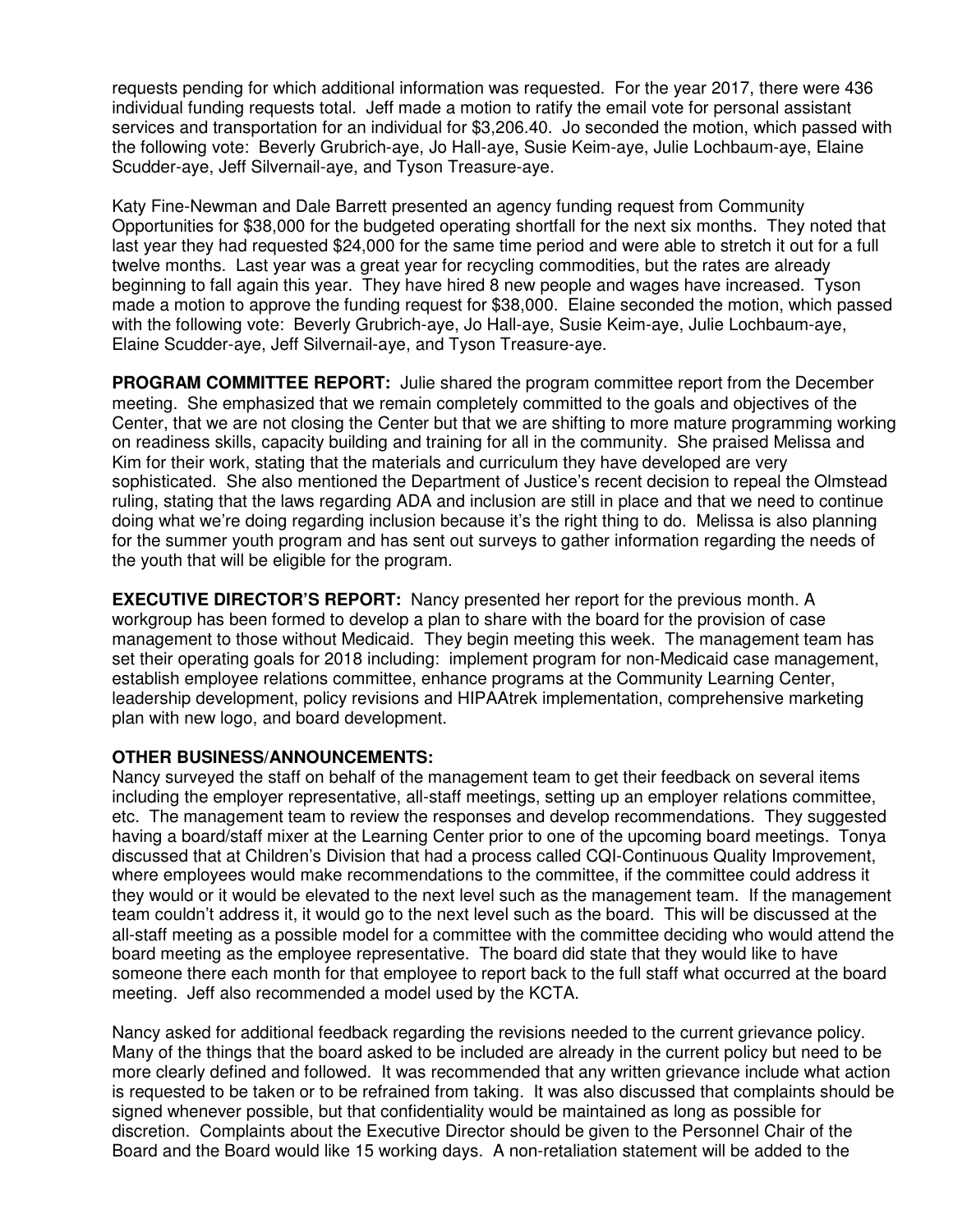requests pending for which additional information was requested. For the year 2017, there were 436 individual funding requests total. Jeff made a motion to ratify the email vote for personal assistant services and transportation for an individual for $3,206.40. Jo seconded the motion, which passed with the following vote: Beverly Grubrich-aye, Jo Hall-aye, Susie Keim-aye, Julie Lochbaum-aye, Elaine Scudder-aye, Jeff Silvernail-aye, and Tyson Treasure-aye.

Katy Fine-Newman and Dale Barrett presented an agency funding request from Community Opportunities for $38,000 for the budgeted operating shortfall for the next six months. They noted that last year they had requested $24,000 for the same time period and were able to stretch it out for a full twelve months. Last year was a great year for recycling commodities, but the rates are already beginning to fall again this year. They have hired 8 new people and wages have increased. Tyson made a motion to approve the funding request for $38,000. Elaine seconded the motion, which passed with the following vote: Beverly Grubrich-aye, Jo Hall-aye, Susie Keim-aye, Julie Lochbaum-aye, Elaine Scudder-aye, Jeff Silvernail-aye, and Tyson Treasure-aye.

**PROGRAM COMMITTEE REPORT:** Julie shared the program committee report from the December meeting. She emphasized that we remain completely committed to the goals and objectives of the Center, that we are not closing the Center but that we are shifting to more mature programming working on readiness skills, capacity building and training for all in the community. She praised Melissa and Kim for their work, stating that the materials and curriculum they have developed are very sophisticated. She also mentioned the Department of Justice's recent decision to repeal the Olmstead ruling, stating that the laws regarding ADA and inclusion are still in place and that we need to continue doing what we're doing regarding inclusion because it's the right thing to do. Melissa is also planning for the summer youth program and has sent out surveys to gather information regarding the needs of the youth that will be eligible for the program.

**EXECUTIVE DIRECTOR'S REPORT:** Nancy presented her report for the previous month. A workgroup has been formed to develop a plan to share with the board for the provision of case management to those without Medicaid. They begin meeting this week. The management team has set their operating goals for 2018 including: implement program for non-Medicaid case management, establish employee relations committee, enhance programs at the Community Learning Center, leadership development, policy revisions and HIPAAtrek implementation, comprehensive marketing plan with new logo, and board development.

**OTHER BUSINESS/ANNOUNCEMENTS:**

Nancy surveyed the staff on behalf of the management team to get their feedback on several items including the employer representative, all-staff meetings, setting up an employer relations committee, etc. The management team to review the responses and develop recommendations. They suggested having a board/staff mixer at the Learning Center prior to one of the upcoming board meetings. Tonya discussed that at Children's Division that had a process called CQI-Continuous Quality Improvement, where employees would make recommendations to the committee, if the committee could address it they would or it would be elevated to the next level such as the management team. If the management team couldn't address it, it would go to the next level such as the board. This will be discussed at the all-staff meeting as a possible model for a committee with the committee deciding who would attend the board meeting as the employee representative. The board did state that they would like to have someone there each month for that employee to report back to the full staff what occurred at the board meeting. Jeff also recommended a model used by the KCTA.

Nancy asked for additional feedback regarding the revisions needed to the current grievance policy. Many of the things that the board asked to be included are already in the current policy but need to be more clearly defined and followed. It was recommended that any written grievance include what action is requested to be taken or to be refrained from taking. It was also discussed that complaints should be signed whenever possible, but that confidentiality would be maintained as long as possible for discretion. Complaints about the Executive Director should be given to the Personnel Chair of the Board and the Board would like 15 working days. A non-retaliation statement will be added to the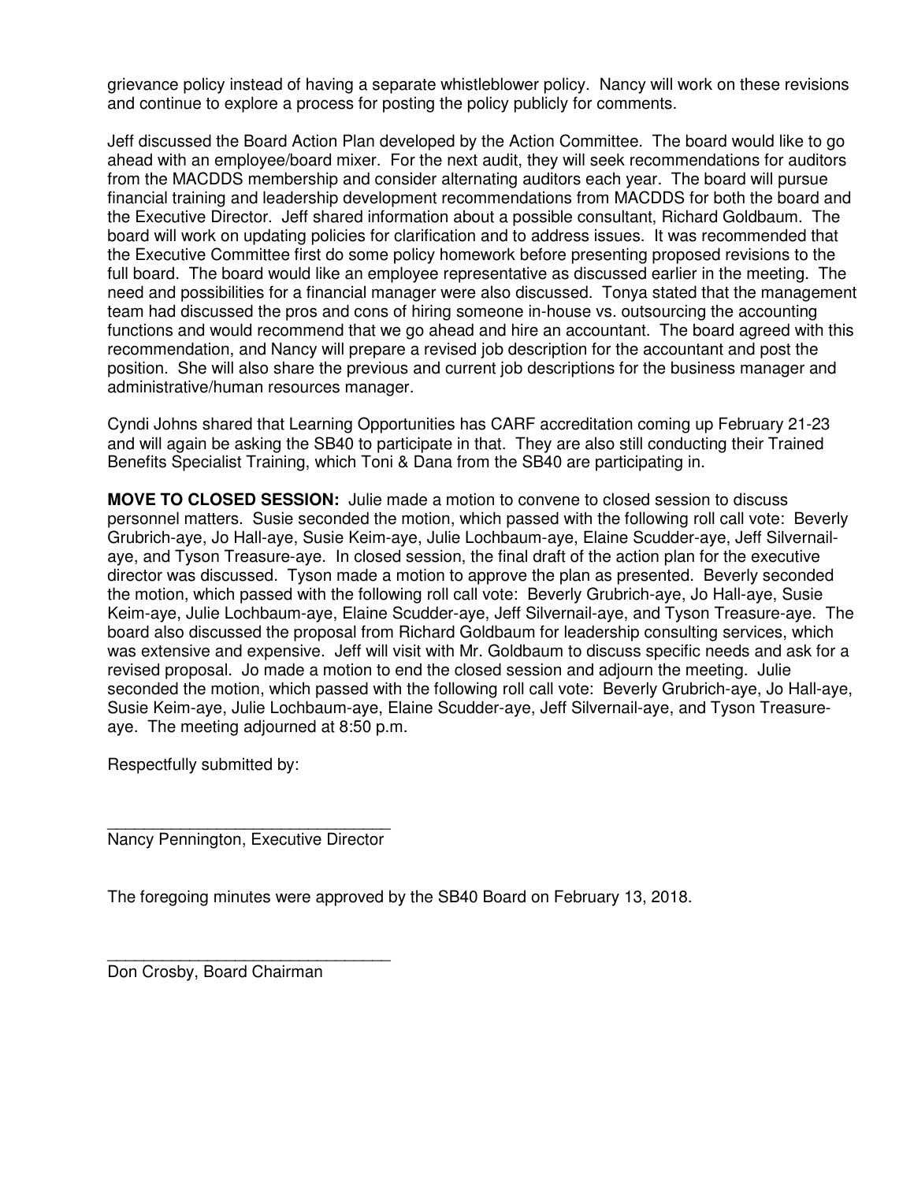grievance policy instead of having a separate whistleblower policy. Nancy will work on these revisions and continue to explore a process for posting the policy publicly for comments.

Jeff discussed the Board Action Plan developed by the Action Committee. The board would like to go ahead with an employee/board mixer. For the next audit, they will seek recommendations for auditors from the MACDDS membership and consider alternating auditors each year. The board will pursue financial training and leadership development recommendations from MACDDS for both the board and the Executive Director. Jeff shared information about a possible consultant, Richard Goldbaum. The board will work on updating policies for clarification and to address issues. It was recommended that the Executive Committee first do some policy homework before presenting proposed revisions to the full board. The board would like an employee representative as discussed earlier in the meeting. The need and possibilities for a financial manager were also discussed. Tonya stated that the management team had discussed the pros and cons of hiring someone in-house vs. outsourcing the accounting functions and would recommend that we go ahead and hire an accountant. The board agreed with this recommendation, and Nancy will prepare a revised job description for the accountant and post the position. She will also share the previous and current job descriptions for the business manager and administrative/human resources manager.

Cyndi Johns shared that Learning Opportunities has CARF accreditation coming up February 21-23 and will again be asking the SB40 to participate in that. They are also still conducting their Trained Benefits Specialist Training, which Toni & Dana from the SB40 are participating in.

**MOVE TO CLOSED SESSION:** Julie made a motion to convene to closed session to discuss personnel matters. Susie seconded the motion, which passed with the following roll call vote: Beverly Grubrich-aye, Jo Hall-aye, Susie Keim-aye, Julie Lochbaum-aye, Elaine Scudder-aye, Jeff Silvernail-aye, and Tyson Treasure-aye. In closed session, the final draft of the action plan for the executive director was discussed. Tyson made a motion to approve the plan as presented. Beverly seconded the motion, which passed with the following roll call vote: Beverly Grubrich-aye, Jo Hall-aye, Susie Keim-aye, Julie Lochbaum-aye, Elaine Scudder-aye, Jeff Silvernail-aye, and Tyson Treasure-aye. The board also discussed the proposal from Richard Goldbaum for leadership consulting services, which was extensive and expensive. Jeff will visit with Mr. Goldbaum to discuss specific needs and ask for a revised proposal. Jo made a motion to end the closed session and adjourn the meeting. Julie seconded the motion, which passed with the following roll call vote: Beverly Grubrich-aye, Jo Hall-aye, Susie Keim-aye, Julie Lochbaum-aye, Elaine Scudder-aye, Jeff Silvernail-aye, and Tyson Treasure-aye. The meeting adjourned at 8:50 p.m.

Respectfully submitted by:

\_\_\_\_\_\_\_\_\_\_\_\_\_\_\_\_\_\_\_\_\_\_\_\_\_\_\_\_\_\_\_\_

Nancy Pennington, Executive Director

The foregoing minutes were approved by the SB40 Board on February 13, 2018.

\_\_\_\_\_\_\_\_\_\_\_\_\_\_\_\_\_\_\_\_\_\_\_\_\_\_\_\_\_\_\_\_

Don Crosby, Board Chairman